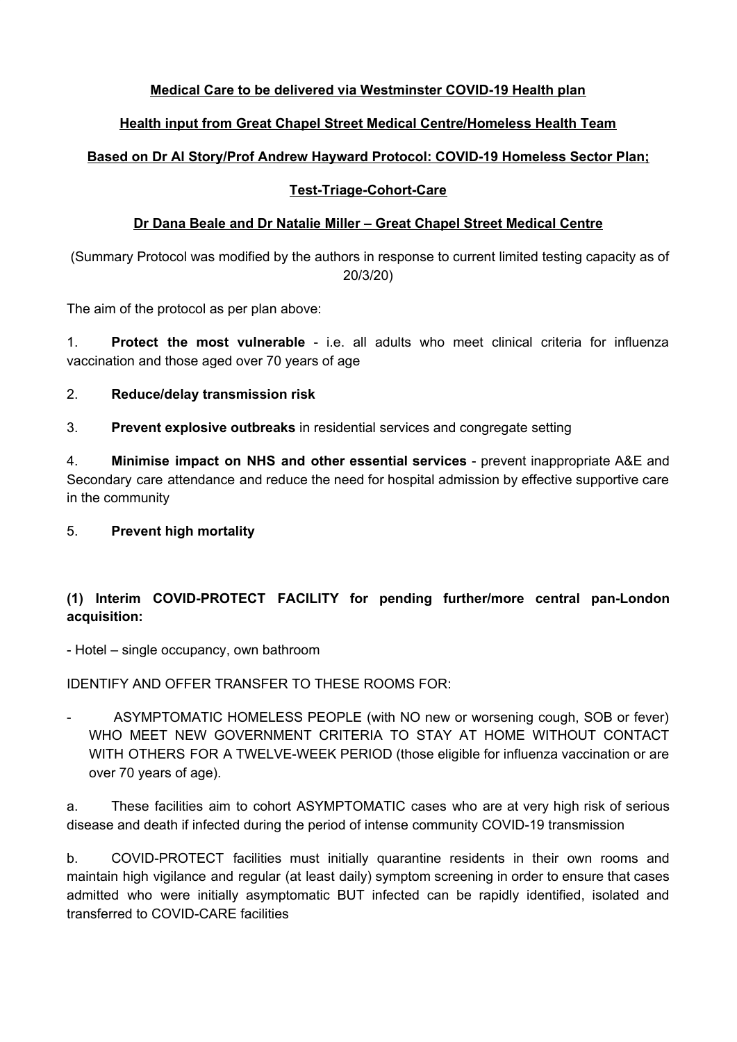**Medical Care to be delivered via Westminster COVID-19 Health plan**

**Health input from Great Chapel Street Medical Centre/Homeless Health Team**

**Based on Dr Al Story/Prof Andrew Hayward Protocol: COVID-19 Homeless Sector Plan;**

**Test-Triage-Cohort-Care**

**Dr Dana Beale and Dr Natalie Miller – Great Chapel Street Medical Centre**

(Summary Protocol was modified by the authors in response to current limited testing capacity as of 20/3/20)

The aim of the protocol as per plan above:

1. **Protect the most vulnerable** - i.e. all adults who meet clinical criteria for influenza vaccination and those aged over 70 years of age

2. **Reduce/delay transmission risk**

3. **Prevent explosive outbreaks** in residential services and congregate setting

4. **Minimise impact on NHS and other essential services** - prevent inappropriate A&E and Secondary care attendance and reduce the need for hospital admission by effective supportive care in the community

5. **Prevent high mortality**

**(1) Interim COVID-PROTECT FACILITY for pending further/more central pan-London acquisition:**

- Hotel – single occupancy, own bathroom

IDENTIFY AND OFFER TRANSFER TO THESE ROOMS FOR:

- ASYMPTOMATIC HOMELESS PEOPLE (with NO new or worsening cough, SOB or fever) WHO MEET NEW GOVERNMENT CRITERIA TO STAY AT HOME WITHOUT CONTACT WITH OTHERS FOR A TWELVE-WEEK PERIOD (those eligible for influenza vaccination or are over 70 years of age).

a. These facilities aim to cohort ASYMPTOMATIC cases who are at very high risk of serious disease and death if infected during the period of intense community COVID-19 transmission

b. COVID-PROTECT facilities must initially quarantine residents in their own rooms and maintain high vigilance and regular (at least daily) symptom screening in order to ensure that cases admitted who were initially asymptomatic BUT infected can be rapidly identified, isolated and transferred to COVID-CARE facilities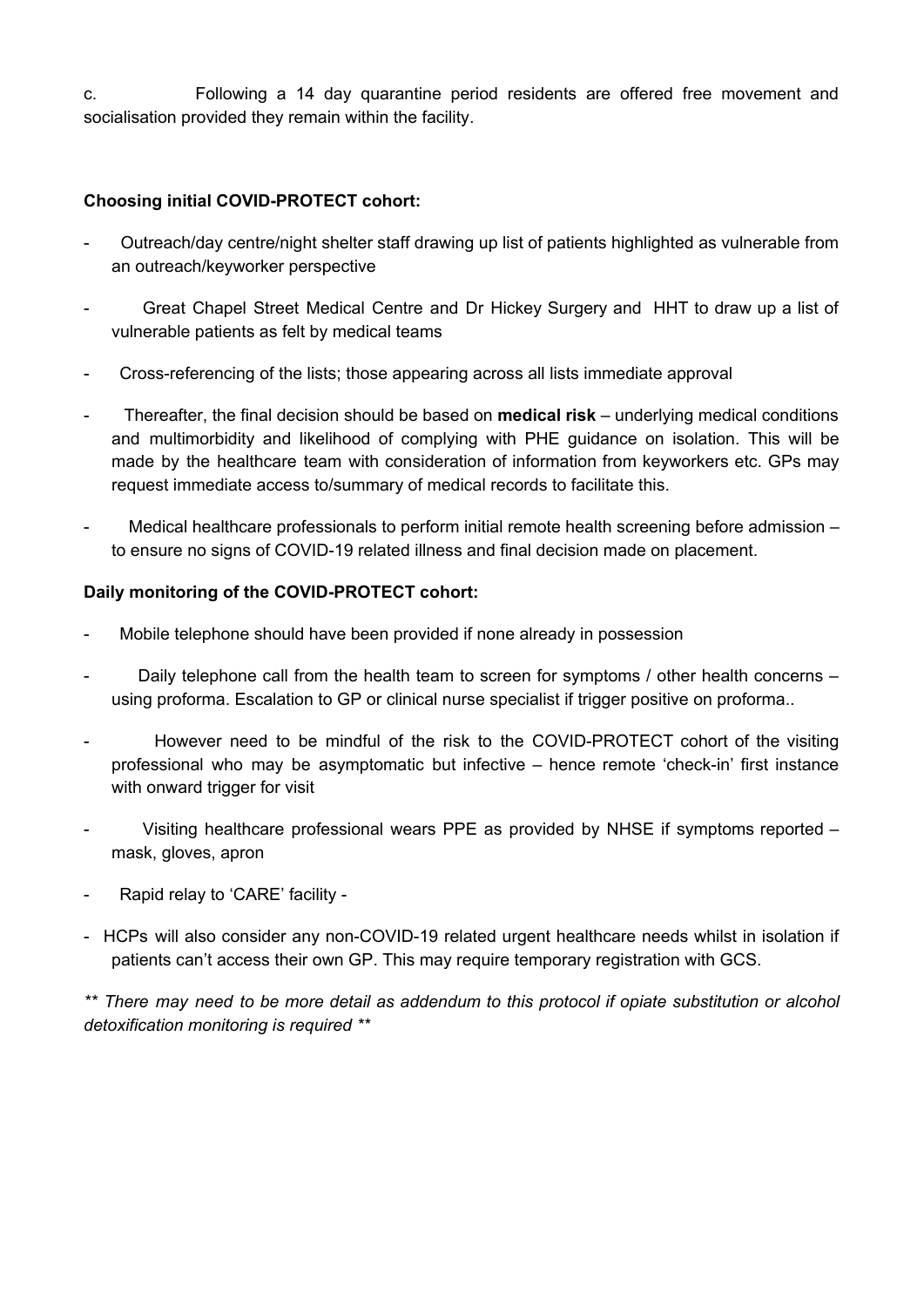c. Following a 14 day quarantine period residents are offered free movement and socialisation provided they remain within the facility.

**Choosing initial COVID-PROTECT cohort:**

- Outreach/day centre/night shelter staff drawing up list of patients highlighted as vulnerable from an outreach/keyworker perspective
- Great Chapel Street Medical Centre and Dr Hickey Surgery and HHT to draw up a list of vulnerable patients as felt by medical teams
- Cross-referencing of the lists; those appearing across all lists immediate approval
- Thereafter, the final decision should be based on **medical risk** – underlying medical conditions and multimorbidity and likelihood of complying with PHE guidance on isolation. This will be made by the healthcare team with consideration of information from keyworkers etc. GPs may request immediate access to/summary of medical records to facilitate this.
- Medical healthcare professionals to perform initial remote health screening before admission – to ensure no signs of COVID-19 related illness and final decision made on placement.

**Daily monitoring of the COVID-PROTECT cohort:**

- Mobile telephone should have been provided if none already in possession
- Daily telephone call from the health team to screen for symptoms / other health concerns – using proforma. Escalation to GP or clinical nurse specialist if trigger positive on proforma..
- However need to be mindful of the risk to the COVID-PROTECT cohort of the visiting professional who may be asymptomatic but infective – hence remote 'check-in' first instance with onward trigger for visit
- Visiting healthcare professional wears PPE as provided by NHSE if symptoms reported – mask, gloves, apron
- Rapid relay to 'CARE' facility -
- HCPs will also consider any non-COVID-19 related urgent healthcare needs whilst in isolation if patients can't access their own GP. This may require temporary registration with GCS.

*\*\* There may need to be more detail as addendum to this protocol if opiate substitution or alcohol detoxification monitoring is required \*\**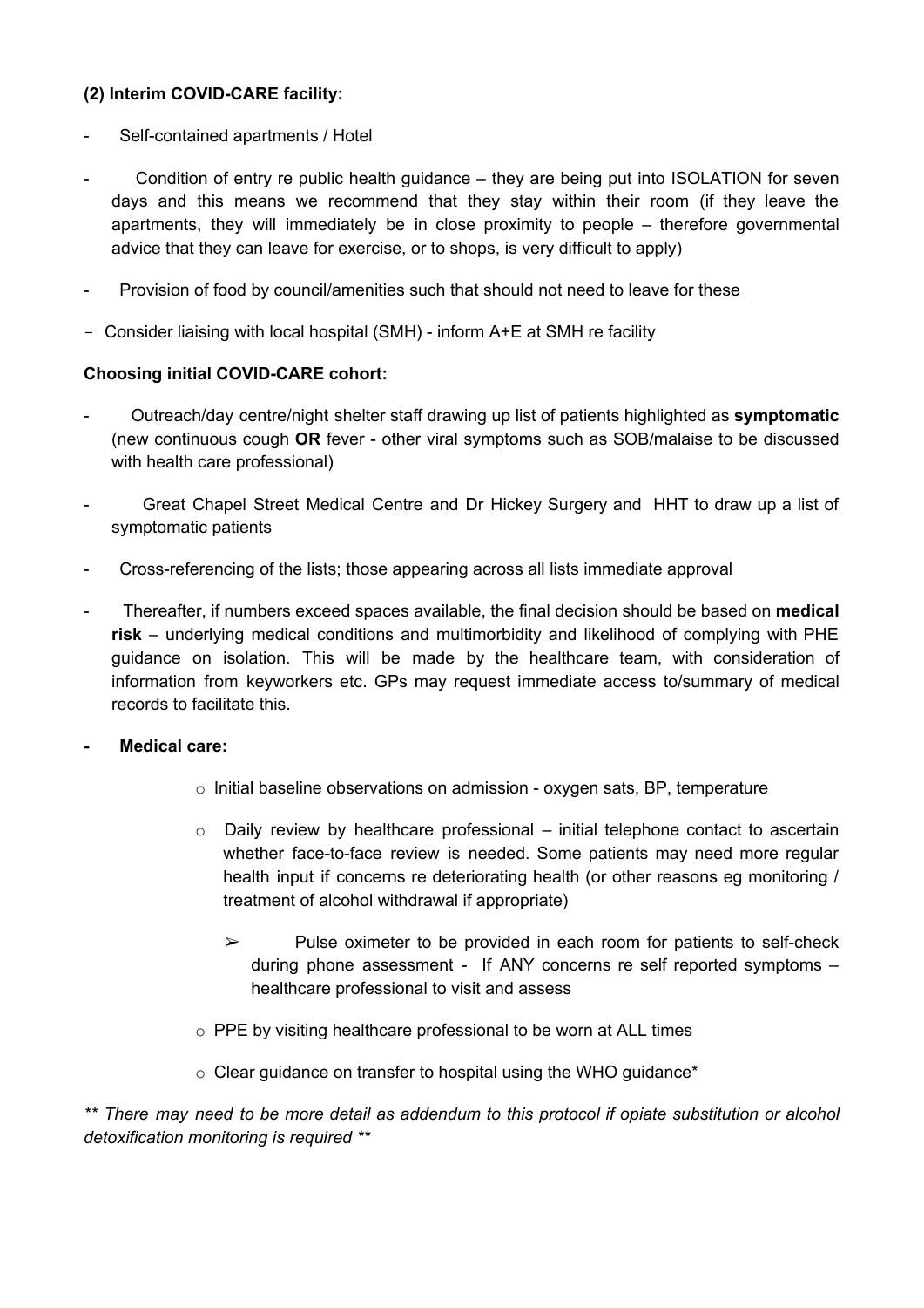**(2) Interim COVID-CARE facility:**

- Self-contained apartments / Hotel
- Condition of entry re public health guidance – they are being put into ISOLATION for seven days and this means we recommend that they stay within their room (if they leave the apartments, they will immediately be in close proximity to people – therefore governmental advice that they can leave for exercise, or to shops, is very difficult to apply)
- Provision of food by council/amenities such that should not need to leave for these
- Consider liaising with local hospital (SMH) - inform A+E at SMH re facility

**Choosing initial COVID-CARE cohort:**

- Outreach/day centre/night shelter staff drawing up list of patients highlighted as **symptomatic** (new continuous cough **OR** fever - other viral symptoms such as SOB/malaise to be discussed with health care professional)
- Great Chapel Street Medical Centre and Dr Hickey Surgery and HHT to draw up a list of symptomatic patients
- Cross-referencing of the lists; those appearing across all lists immediate approval
- Thereafter, if numbers exceed spaces available, the final decision should be based on **medical risk** – underlying medical conditions and multimorbidity and likelihood of complying with PHE guidance on isolation. This will be made by the healthcare team, with consideration of information from keyworkers etc. GPs may request immediate access to/summary of medical records to facilitate this.
- **Medical care:**
    - Initial baseline observations on admission - oxygen sats, BP, temperature
    - Daily review by healthcare professional – initial telephone contact to ascertain whether face-to-face review is needed. Some patients may need more regular health input if concerns re deteriorating health (or other reasons eg monitoring / treatment of alcohol withdrawal if appropriate)
        - Pulse oximeter to be provided in each room for patients to self-check during phone assessment - If ANY concerns re self reported symptoms – healthcare professional to visit and assess
    - PPE by visiting healthcare professional to be worn at ALL times
    - Clear guidance on transfer to hospital using the WHO guidance*

*** There may need to be more detail as addendum to this protocol if opiate substitution or alcohol detoxification monitoring is required ***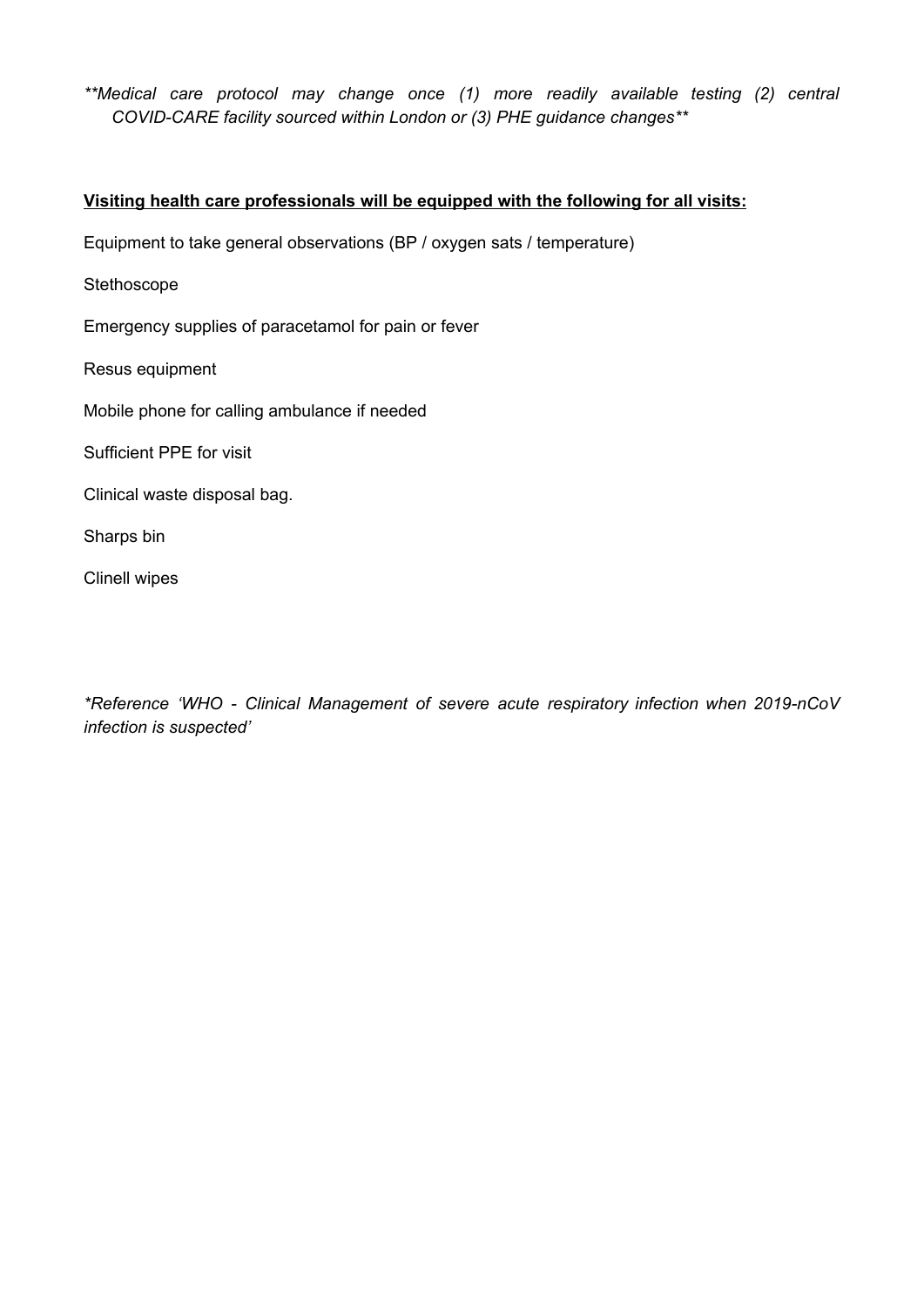*\*\*Medical care protocol may change once (1) more readily available testing (2) central COVID-CARE facility sourced within London or (3) PHE guidance changes\*\**

**Visiting health care professionals will be equipped with the following for all visits:**

Equipment to take general observations (BP / oxygen sats / temperature)

Stethoscope

Emergency supplies of paracetamol for pain or fever

Resus equipment

Mobile phone for calling ambulance if needed

Sufficient PPE for visit

Clinical waste disposal bag.

Sharps bin

Clinell wipes

*\*Reference 'WHO - Clinical Management of severe acute respiratory infection when 2019-nCoV infection is suspected'*